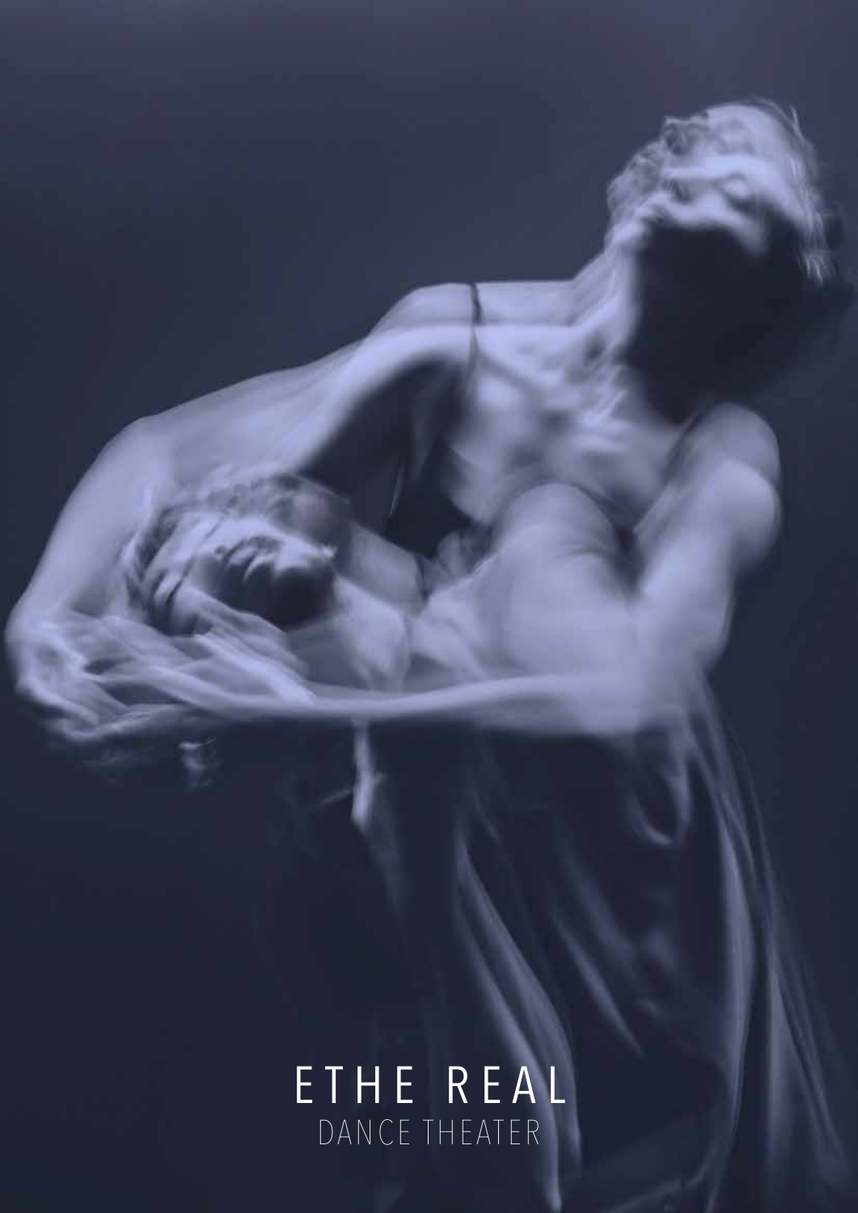# ETHE REAL

DANCE THEATER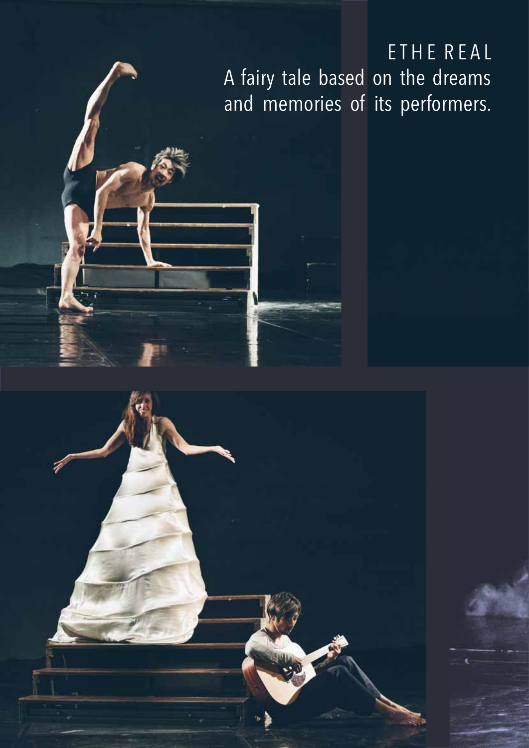# ETHE REAL

A fairy tale based on the dreams and memories of its performers.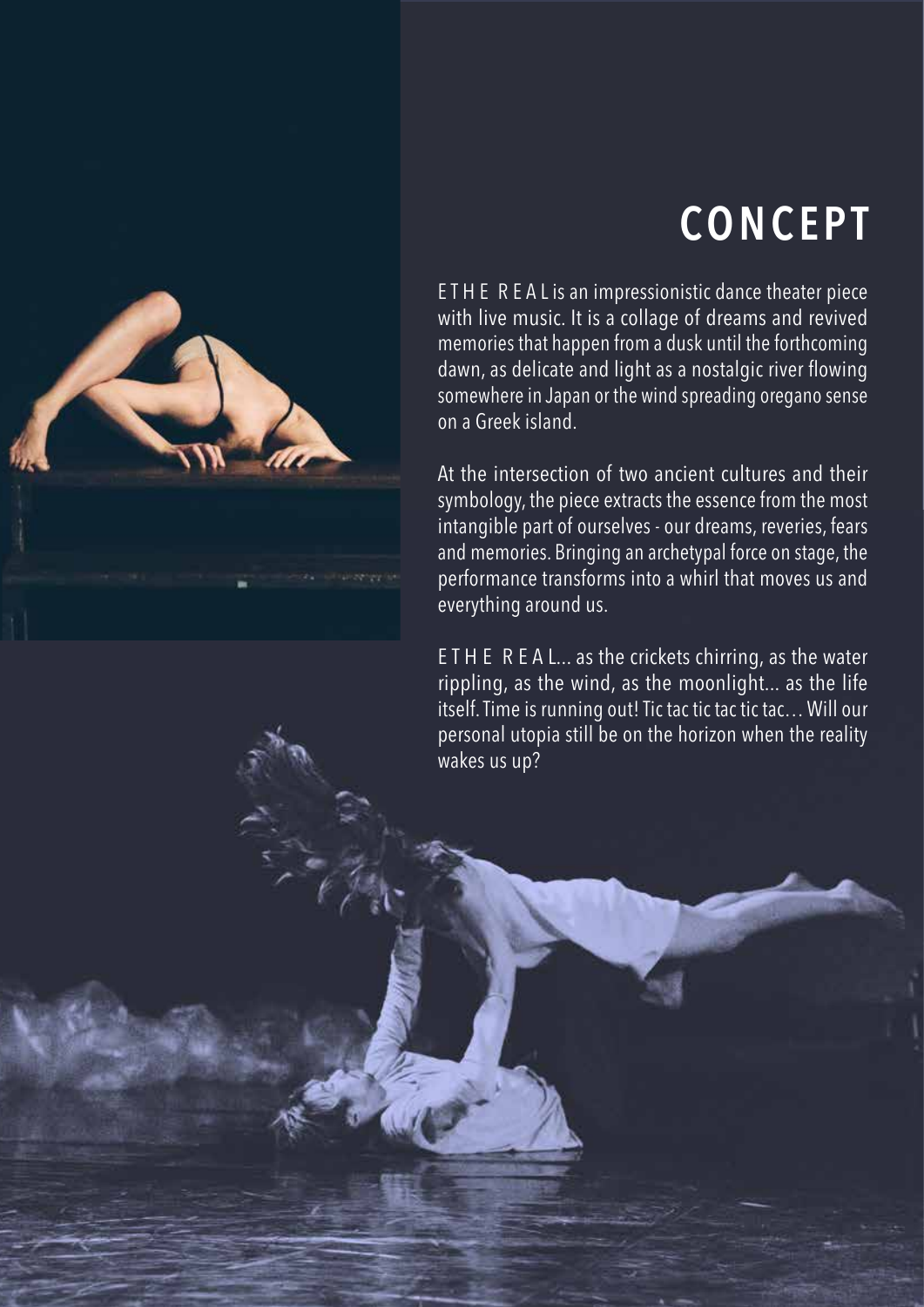# CONCEPT

E T H E R E A L is an impressionistic dance theater piece with live music. It is a collage of dreams and revived memories that happen from a dusk until the forthcoming dawn, as delicate and light as a nostalgic river flowing somewhere in Japan or the wind spreading oregano sense on a Greek island.

At the intersection of two ancient cultures and their symbology, the piece extracts the essence from the most intangible part of ourselves - our dreams, reveries, fears and memories. Bringing an archetypal force on stage, the performance transforms into a whirl that moves us and everything around us.

E T H E R E A L... as the crickets chirring, as the water rippling, as the wind, as the moonlight... as the life itself. Time is running out! Tic tac tic tac tic tac… Will our personal utopia still be on the horizon when the reality wakes us up?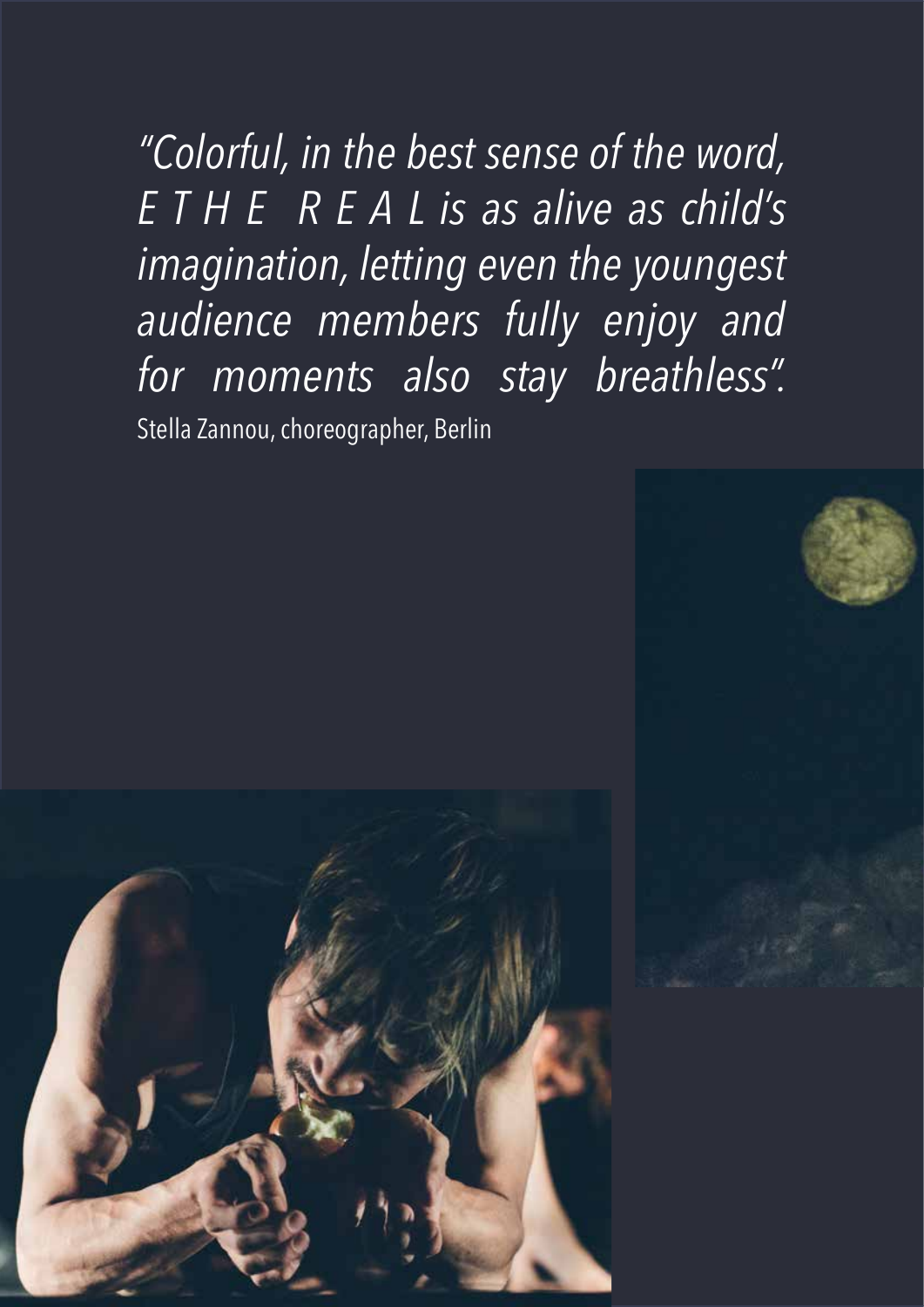*"Colorful, in the best sense of the word, E T H E R E A L is as alive as child's imagination, letting even the youngest audience members fully enjoy and for moments also stay breathless".*

Stella Zannou, choreographer, Berlin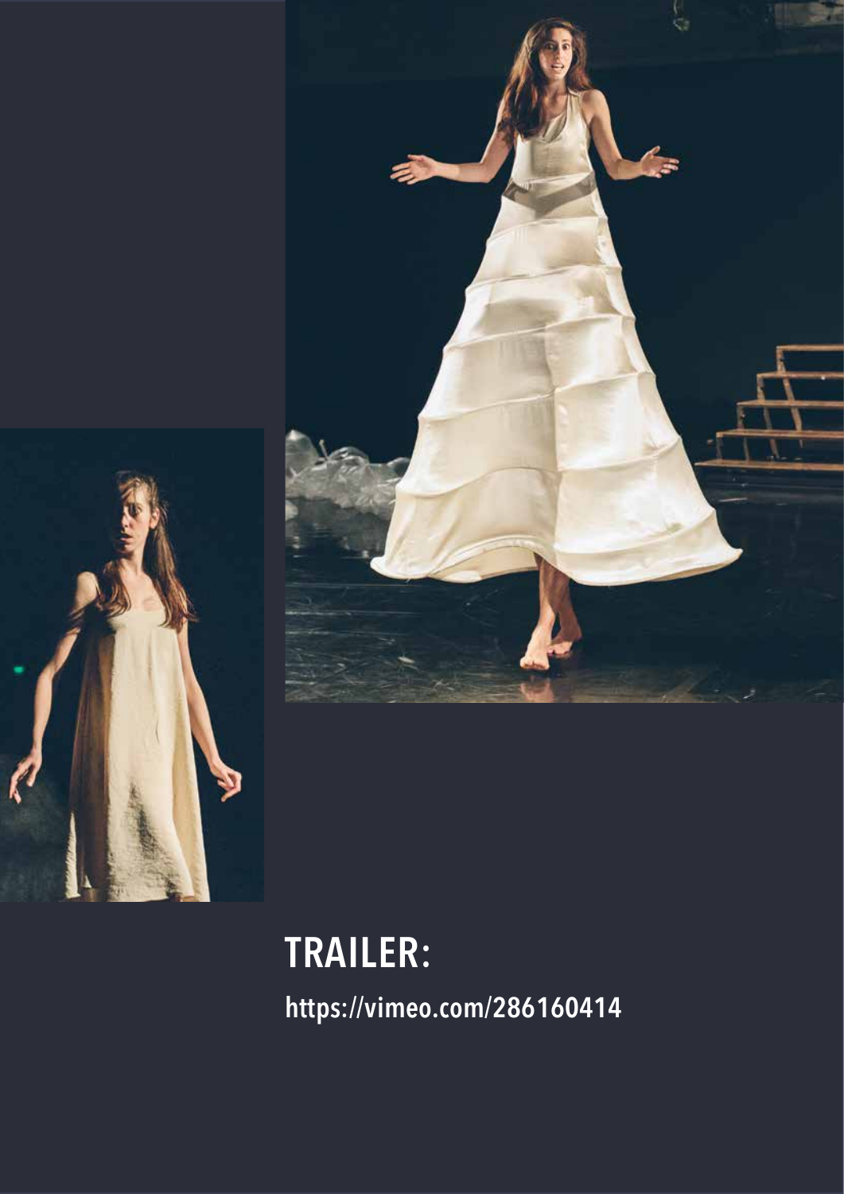## TRAILER:

https://vimeo.com/286160414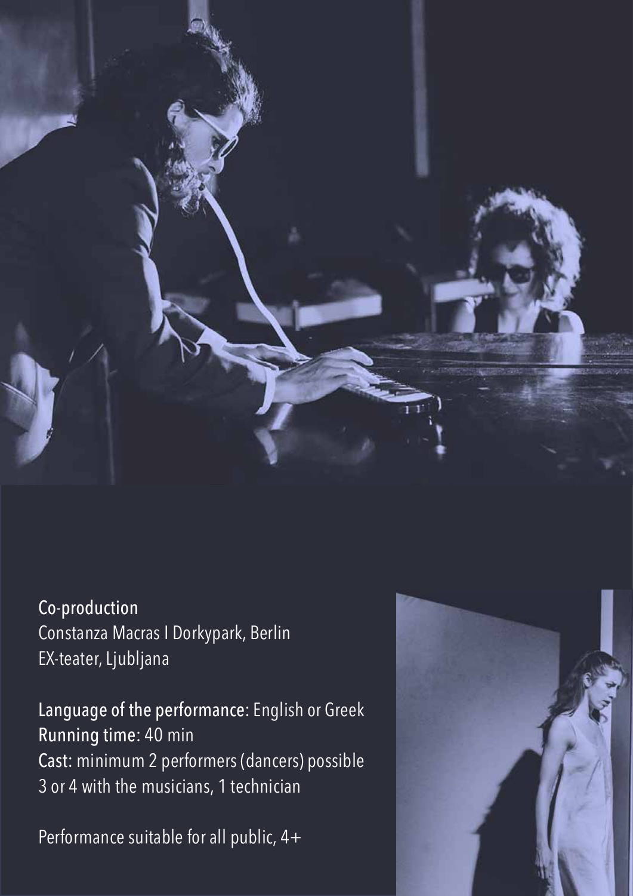**Co-production**
Constanza Macras I Dorkypark, Berlin
EX-teater, Ljubljana

**Language of the performance:** English or Greek
**Running time:** 40 min
**Cast:** minimum 2 performers (dancers) possible 3 or 4 with the musicians, 1 technician

Performance suitable for all public, 4+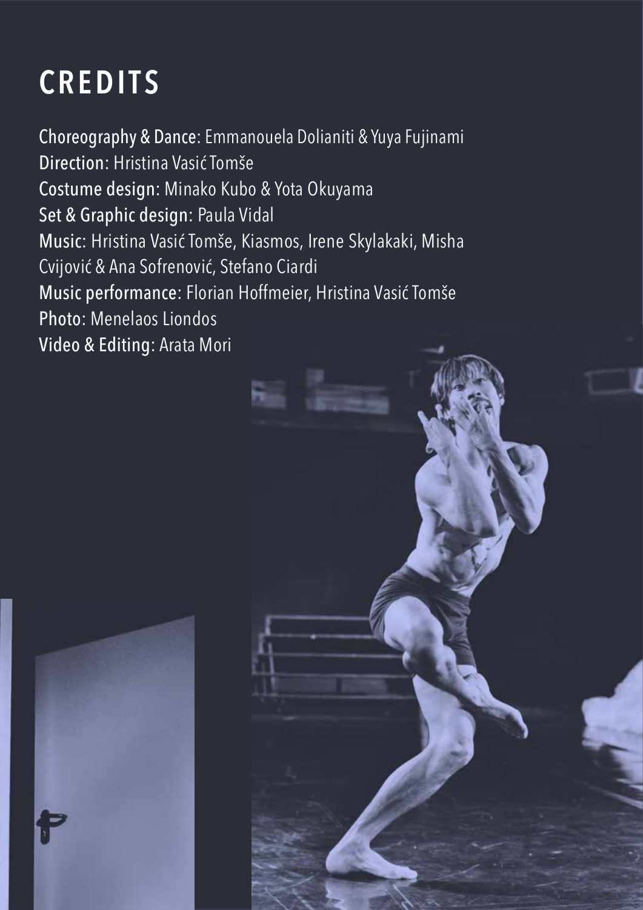# CREDITS

**Choreography & Dance**: Emmanouela Dolianiti & Yuya Fujinami
**Direction**: Hristina Vasić Tomše
**Costume design**: Minako Kubo & Yota Okuyama
**Set & Graphic design**: Paula Vidal
**Music**: Hristina Vasić Tomše, Kiasmos, Irene Skylakaki, Misha Cvijović & Ana Sofrenović, Stefano Ciardi
**Music performance**: Florian Hoffmeier, Hristina Vasić Tomše
**Photo**: Menelaos Liondos
**Video & Editing**: Arata Mori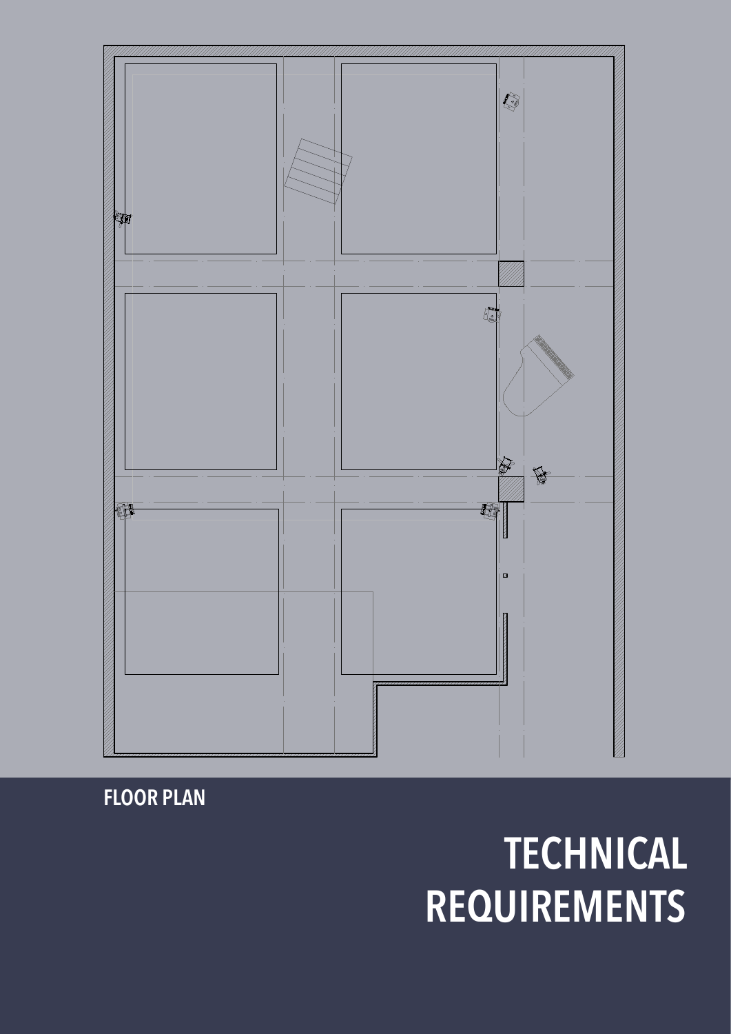FLOOR PLAN

# TECHNICAL REQUIREMENTS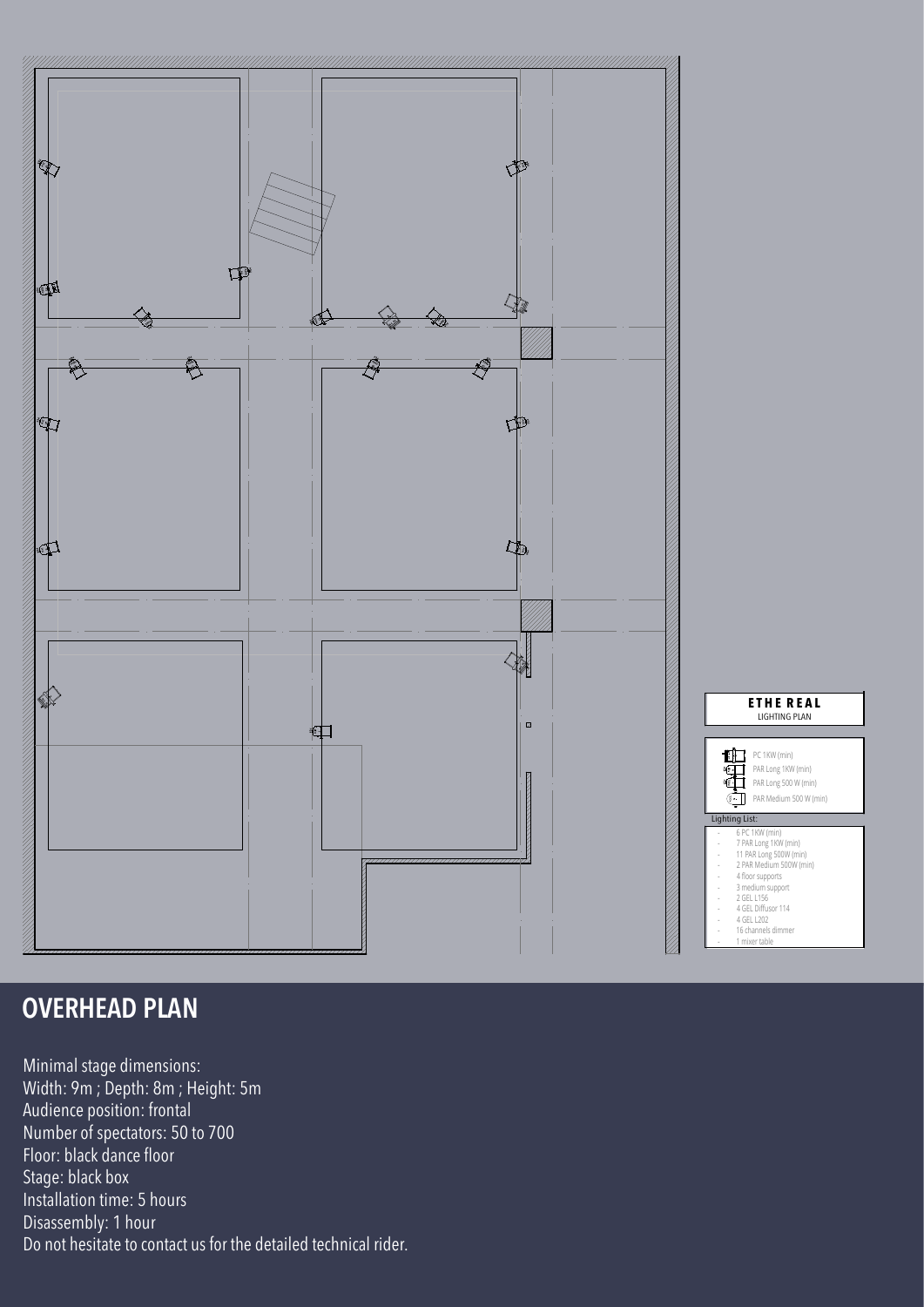**ETHE REAL**
LIGHTING PLAN

- PC 1KW (min)
- PAR Long 1KW (min)
- PAR Long 500 W (min)
- PAR Medium 500 W (min)

Lighting List:

- 6 PC 1KW (min)
- 7 PAR Long 1KW (min)
- 11 PAR Long 500W (min)
- 2 PAR Medium 500W (min)
- 4 floor supports
- 3 medium support
- 2 GEL L156
- 4 GEL Diffusor 114
- 4 GEL L202
- 16 channels dimmer
- 1 mixer table

## OVERHEAD PLAN

Minimal stage dimensions:
Width: 9m ; Depth: 8m ; Height: 5m
Audience position: frontal
Number of spectators: 50 to 700
Floor: black dance floor
Stage: black box
Installation time: 5 hours
Disassembly: 1 hour
Do not hesitate to contact us for the detailed technical rider.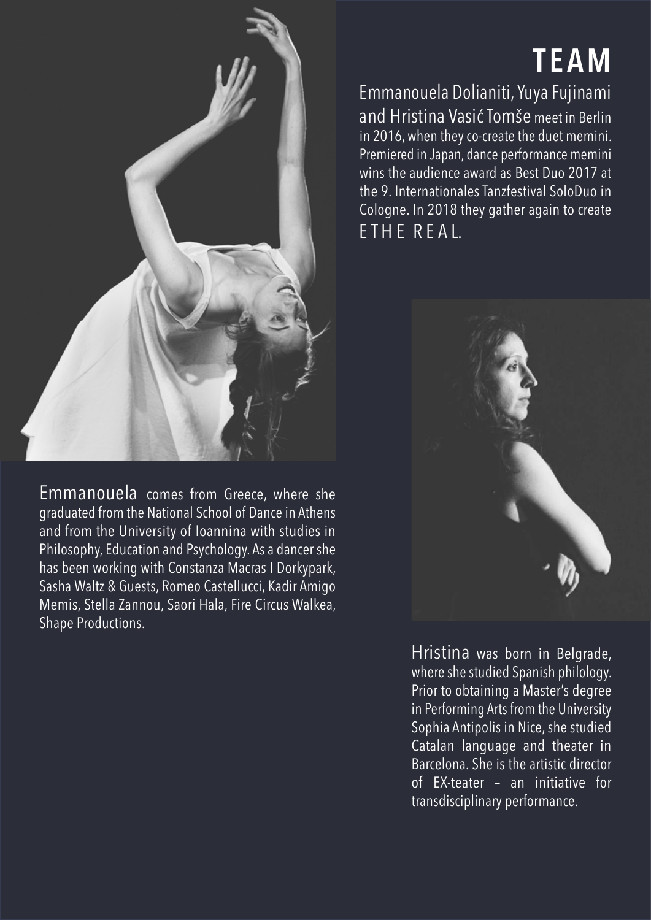# TEAM

Emmanouela Dolianiti, Yuya Fujinami and Hristina Vasić Tomše meet in Berlin in 2016, when they co-create the duet memini. Premiered in Japan, dance performance memini wins the audience award as Best Duo 2017 at the 9. Internationales Tanzfestival SoloDuo in Cologne. In 2018 they gather again to create E T H E R E A L.

Emmanouela comes from Greece, where she graduated from the National School of Dance in Athens and from the University of Ioannina with studies in Philosophy, Education and Psychology. As a dancer she has been working with Constanza Macras I Dorkypark, Sasha Waltz & Guests, Romeo Castellucci, Kadir Amigo Memis, Stella Zannou, Saori Hala, Fire Circus Walkea, Shape Productions.

Hristina was born in Belgrade, where she studied Spanish philology. Prior to obtaining a Master's degree in Performing Arts from the University Sophia Antipolis in Nice, she studied Catalan language and theater in Barcelona. She is the artistic director of EX-teater – an initiative for transdisciplinary performance.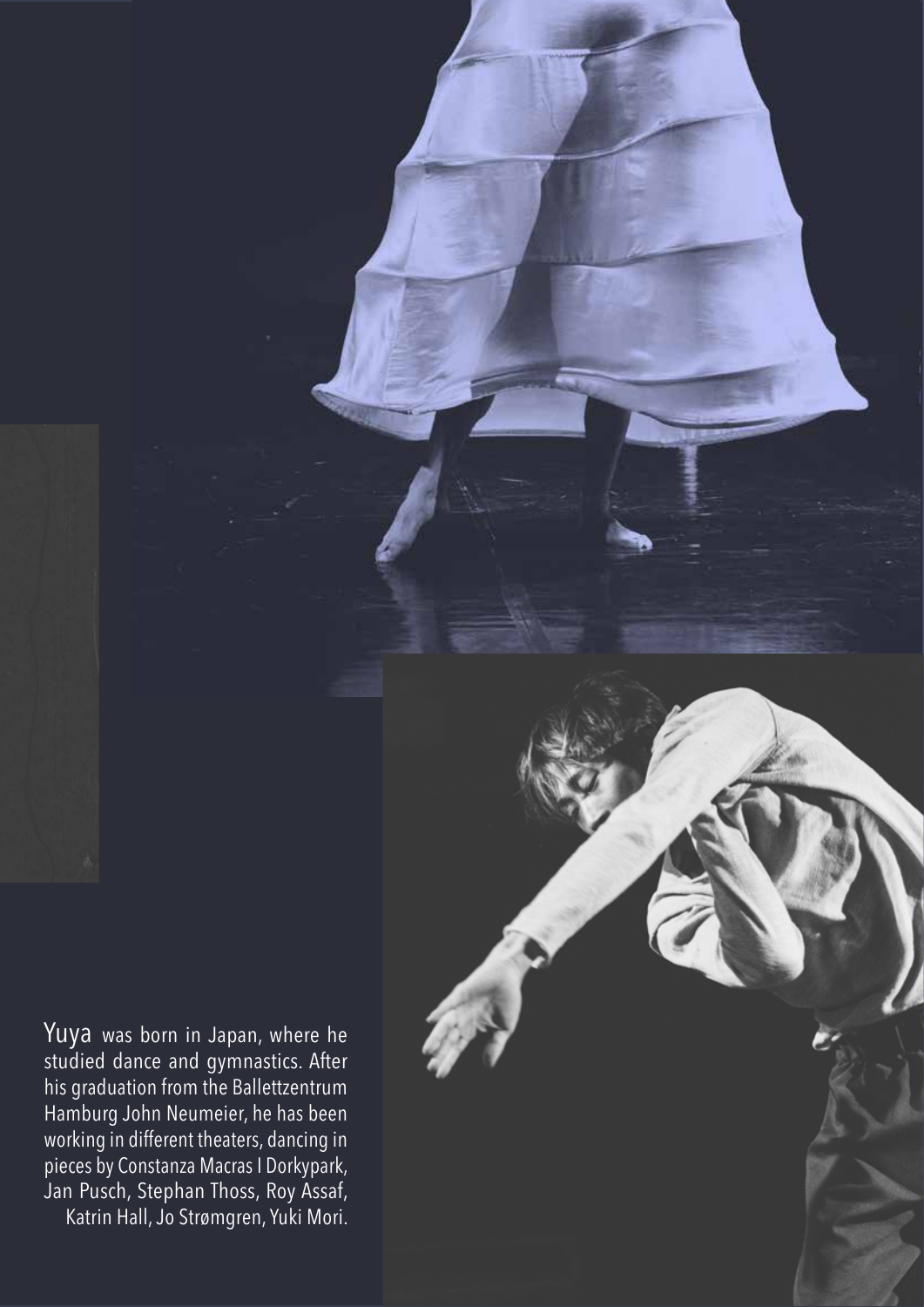Yuya was born in Japan, where he studied dance and gymnastics. After his graduation from the Ballettzentrum Hamburg John Neumeier, he has been working in different theaters, dancing in pieces by Constanza Macras I Dorkypark, Jan Pusch, Stephan Thoss, Roy Assaf, Katrin Hall, Jo Strømgren, Yuki Mori.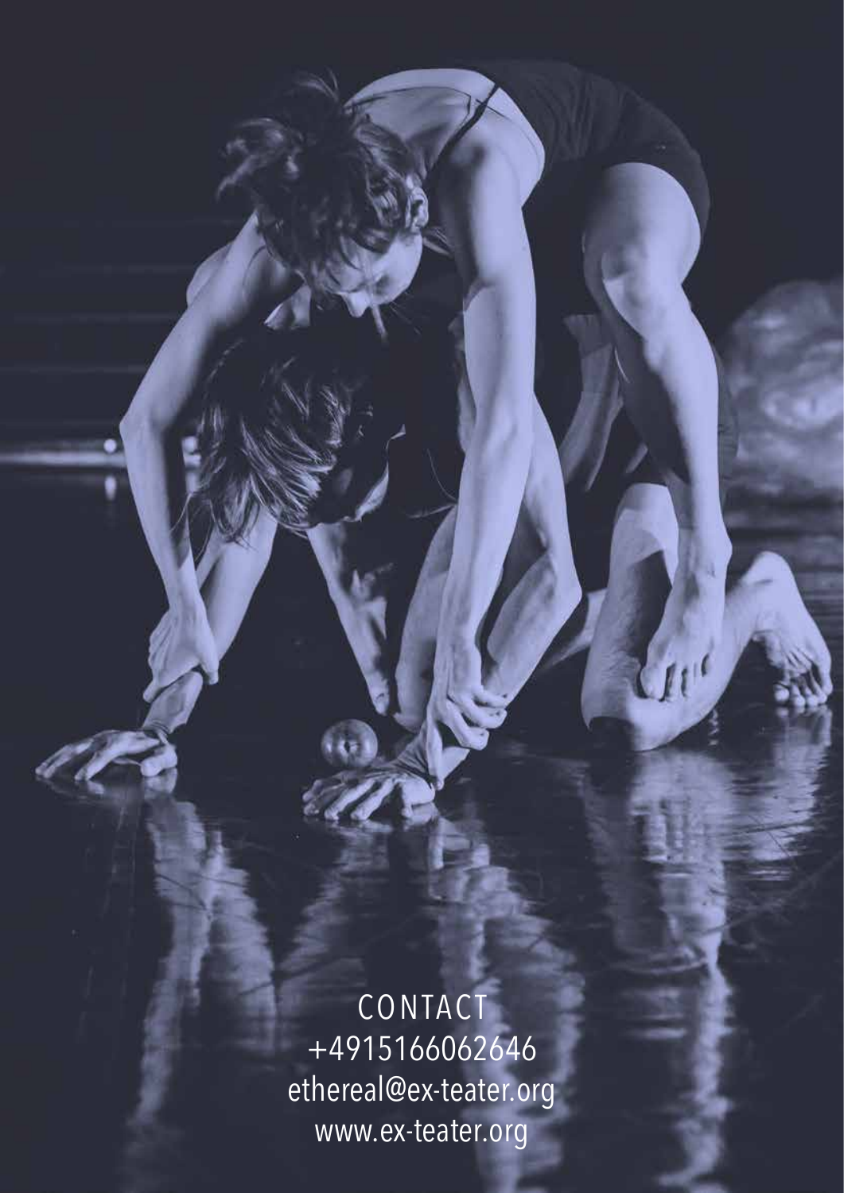CONTACT
+4915166062646
ethereal@ex-teater.org
www.ex-teater.org